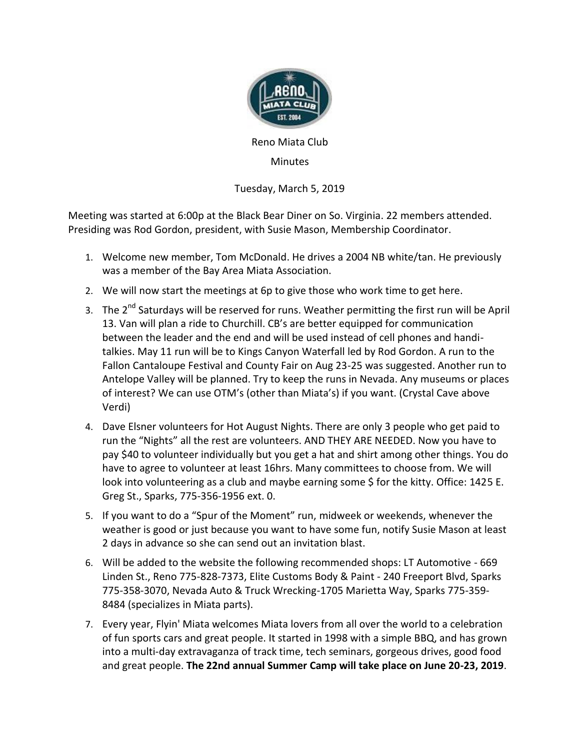Reno Miata Club

Minutes

Tuesday, March 5, 2019

Meeting was started at 6:00p at the Black Bear Diner on So. Virginia. 22 members attended. Presiding was Rod Gordon, president, with Susie Mason, Membership Coordinator.

1. Welcome new member, Tom McDonald. He drives a 2004 NB white/tan. He previously was a member of the Bay Area Miata Association.
2. We will now start the meetings at 6p to give those who work time to get here.
3. The 2nd Saturdays will be reserved for runs. Weather permitting the first run will be April 13. Van will plan a ride to Churchill. CB's are better equipped for communication between the leader and the end and will be used instead of cell phones and handi-talkies. May 11 run will be to Kings Canyon Waterfall led by Rod Gordon. A run to the Fallon Cantaloupe Festival and County Fair on Aug 23-25 was suggested. Another run to Antelope Valley will be planned. Try to keep the runs in Nevada. Any museums or places of interest? We can use OTM's (other than Miata's) if you want. (Crystal Cave above Verdi)
4. Dave Elsner volunteers for Hot August Nights. There are only 3 people who get paid to run the "Nights" all the rest are volunteers. AND THEY ARE NEEDED. Now you have to pay $40 to volunteer individually but you get a hat and shirt among other things. You do have to agree to volunteer at least 16hrs. Many committees to choose from. We will look into volunteering as a club and maybe earning some $ for the kitty. Office: 1425 E. Greg St., Sparks, 775-356-1956 ext. 0.
5. If you want to do a "Spur of the Moment" run, midweek or weekends, whenever the weather is good or just because you want to have some fun, notify Susie Mason at least 2 days in advance so she can send out an invitation blast.
6. Will be added to the website the following recommended shops: LT Automotive - 669 Linden St., Reno 775-828-7373, Elite Customs Body & Paint - 240 Freeport Blvd, Sparks 775-358-3070, Nevada Auto & Truck Wrecking-1705 Marietta Way, Sparks 775-359-8484 (specializes in Miata parts).
7. Every year, Flyin' Miata welcomes Miata lovers from all over the world to a celebration of fun sports cars and great people. It started in 1998 with a simple BBQ, and has grown into a multi-day extravaganza of track time, tech seminars, gorgeous drives, good food and great people. **The 22nd annual Summer Camp will take place on June 20-23, 2019**.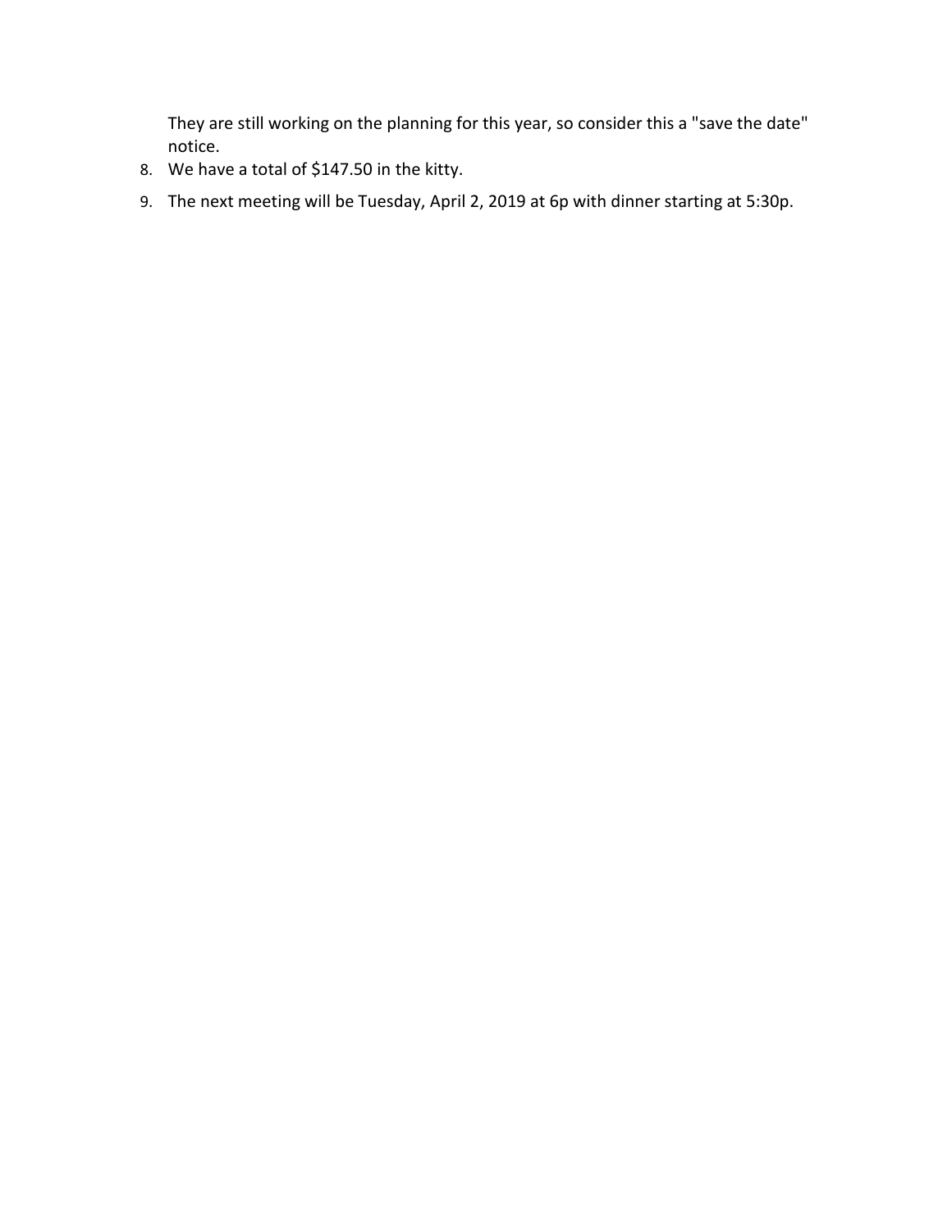They are still working on the planning for this year, so consider this a "save the date" notice.

8. We have a total of $147.50 in the kitty.
9. The next meeting will be Tuesday, April 2, 2019 at 6p with dinner starting at 5:30p.